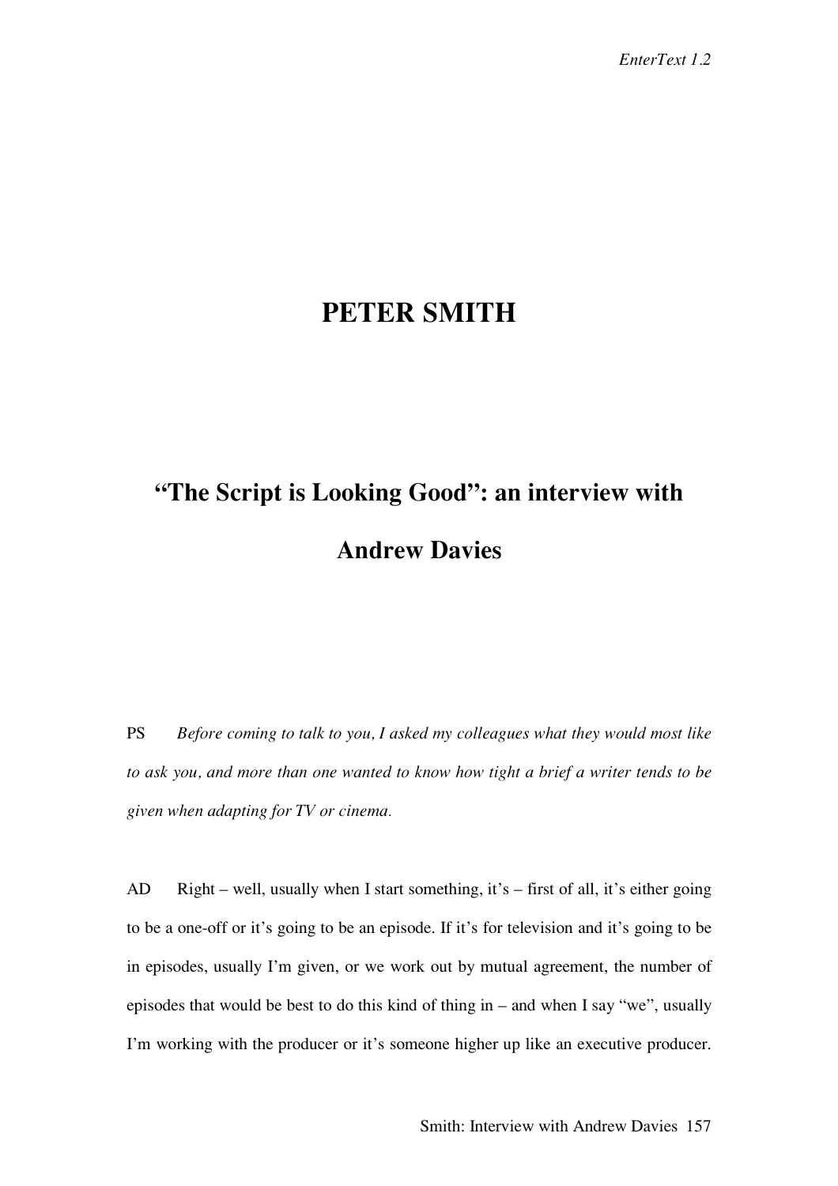# PETER SMITH

## "The Script is Looking Good": an interview with Andrew Davies

PS *Before coming to talk to you, I asked my colleagues what they would most like to ask you, and more than one wanted to know how tight a brief a writer tends to be given when adapting for TV or cinema.*

AD Right – well, usually when I start something, it's – first of all, it's either going to be a one-off or it's going to be an episode. If it's for television and it's going to be in episodes, usually I'm given, or we work out by mutual agreement, the number of episodes that would be best to do this kind of thing in – and when I say "we", usually I'm working with the producer or it's someone higher up like an executive producer.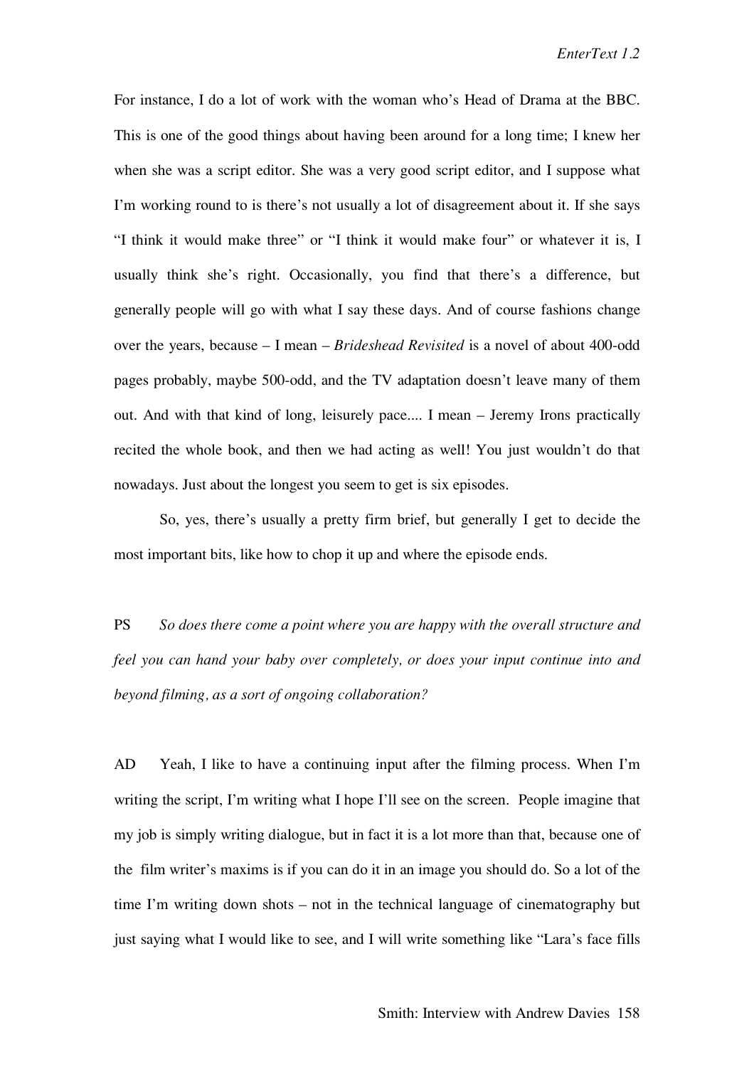For instance, I do a lot of work with the woman who's Head of Drama at the BBC. This is one of the good things about having been around for a long time; I knew her when she was a script editor. She was a very good script editor, and I suppose what I'm working round to is there's not usually a lot of disagreement about it. If she says "I think it would make three" or "I think it would make four" or whatever it is, I usually think she's right. Occasionally, you find that there's a difference, but generally people will go with what I say these days. And of course fashions change over the years, because – I mean – *Brideshead Revisited* is a novel of about 400-odd pages probably, maybe 500-odd, and the TV adaptation doesn't leave many of them out. And with that kind of long, leisurely pace.... I mean – Jeremy Irons practically recited the whole book, and then we had acting as well! You just wouldn't do that nowadays. Just about the longest you seem to get is six episodes.

So, yes, there's usually a pretty firm brief, but generally I get to decide the most important bits, like how to chop it up and where the episode ends.

PS *So does there come a point where you are happy with the overall structure and feel you can hand your baby over completely, or does your input continue into and beyond filming, as a sort of ongoing collaboration?*

AD Yeah, I like to have a continuing input after the filming process. When I'm writing the script, I'm writing what I hope I'll see on the screen. People imagine that my job is simply writing dialogue, but in fact it is a lot more than that, because one of the film writer's maxims is if you can do it in an image you should do. So a lot of the time I'm writing down shots – not in the technical language of cinematography but just saying what I would like to see, and I will write something like "Lara's face fills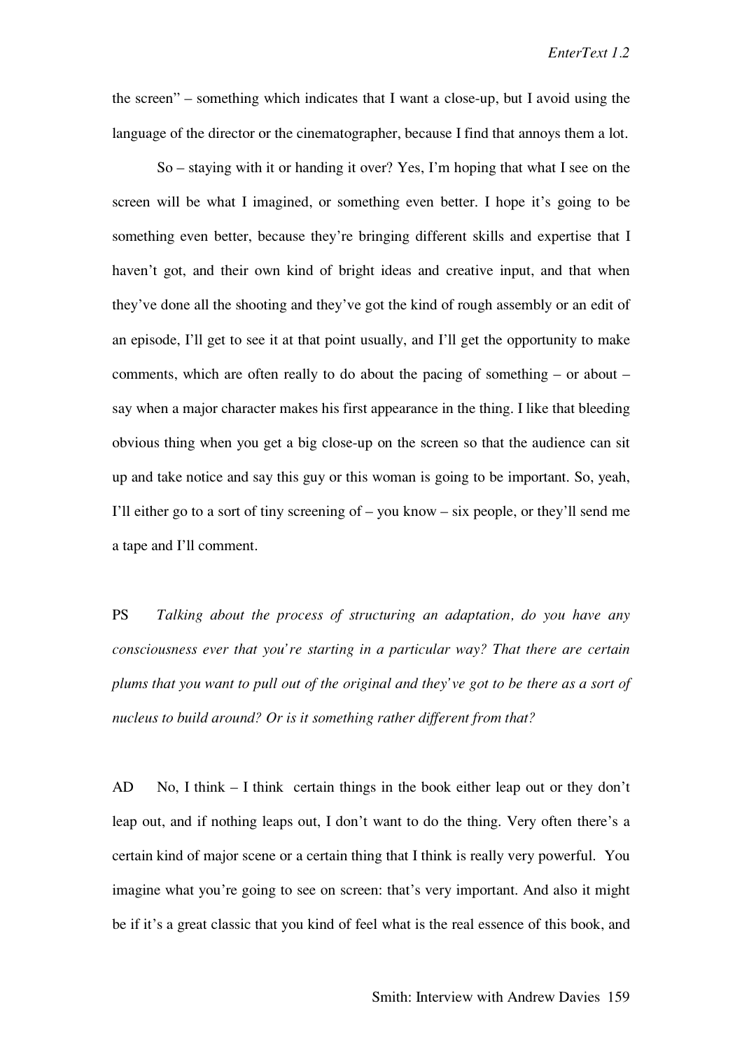the screen" – something which indicates that I want a close-up, but I avoid using the language of the director or the cinematographer, because I find that annoys them a lot.

So – staying with it or handing it over? Yes, I'm hoping that what I see on the screen will be what I imagined, or something even better. I hope it's going to be something even better, because they're bringing different skills and expertise that I haven't got, and their own kind of bright ideas and creative input, and that when they've done all the shooting and they've got the kind of rough assembly or an edit of an episode, I'll get to see it at that point usually, and I'll get the opportunity to make comments, which are often really to do about the pacing of something – or about – say when a major character makes his first appearance in the thing. I like that bleeding obvious thing when you get a big close-up on the screen so that the audience can sit up and take notice and say this guy or this woman is going to be important. So, yeah, I'll either go to a sort of tiny screening of – you know – six people, or they'll send me a tape and I'll comment.

PS *Talking about the process of structuring an adaptation, do you have any consciousness ever that you're starting in a particular way? That there are certain plums that you want to pull out of the original and they've got to be there as a sort of nucleus to build around? Or is it something rather different from that?*

AD No, I think – I think certain things in the book either leap out or they don't leap out, and if nothing leaps out, I don't want to do the thing. Very often there's a certain kind of major scene or a certain thing that I think is really very powerful. You imagine what you're going to see on screen: that's very important. And also it might be if it's a great classic that you kind of feel what is the real essence of this book, and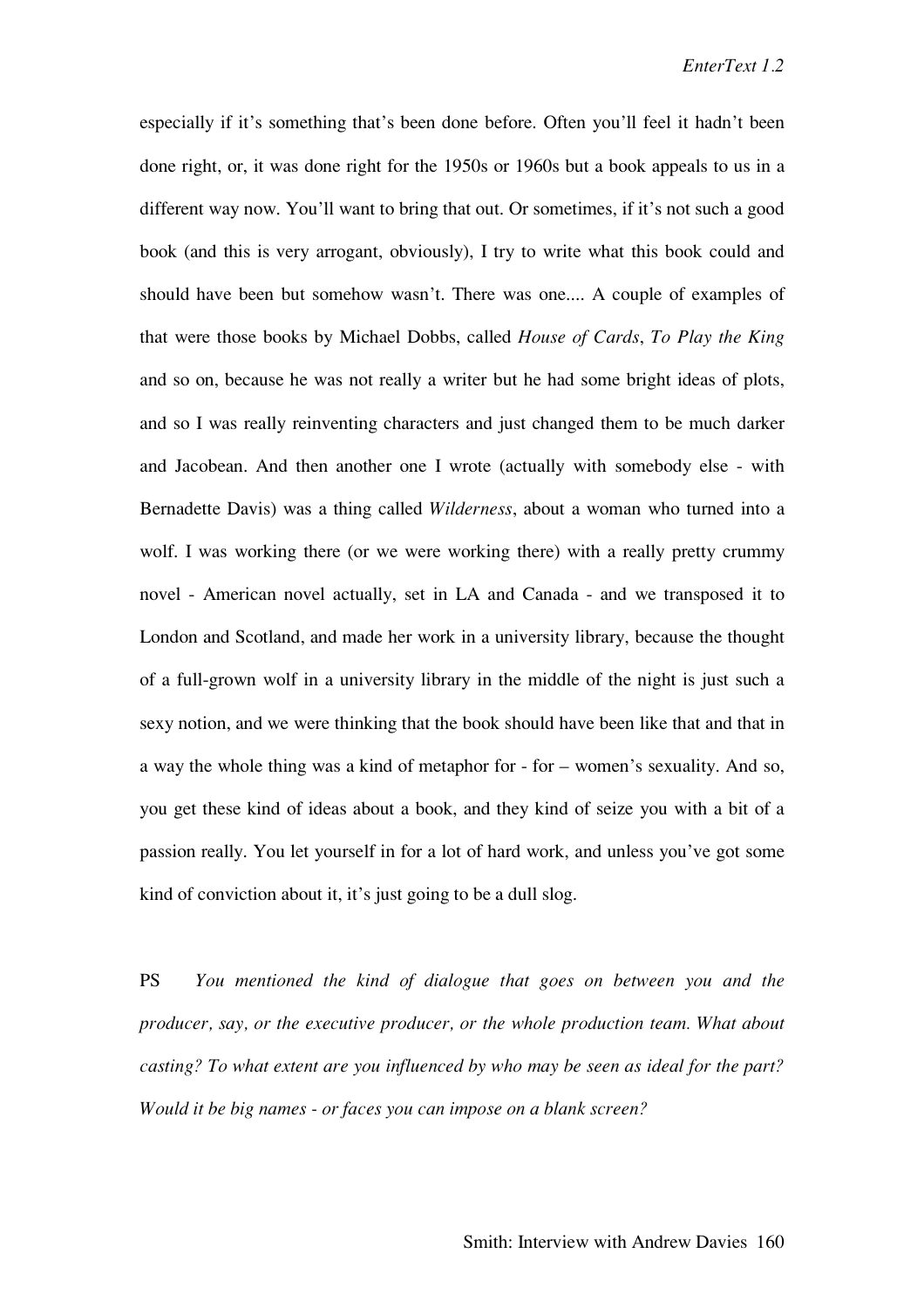especially if it's something that's been done before. Often you'll feel it hadn't been done right, or, it was done right for the 1950s or 1960s but a book appeals to us in a different way now. You'll want to bring that out. Or sometimes, if it's not such a good book (and this is very arrogant, obviously), I try to write what this book could and should have been but somehow wasn't. There was one.... A couple of examples of that were those books by Michael Dobbs, called *House of Cards*, *To Play the King* and so on, because he was not really a writer but he had some bright ideas of plots, and so I was really reinventing characters and just changed them to be much darker and Jacobean. And then another one I wrote (actually with somebody else - with Bernadette Davis) was a thing called *Wilderness*, about a woman who turned into a wolf. I was working there (or we were working there) with a really pretty crummy novel - American novel actually, set in LA and Canada - and we transposed it to London and Scotland, and made her work in a university library, because the thought of a full-grown wolf in a university library in the middle of the night is just such a sexy notion, and we were thinking that the book should have been like that and that in a way the whole thing was a kind of metaphor for - for – women's sexuality. And so, you get these kind of ideas about a book, and they kind of seize you with a bit of a passion really. You let yourself in for a lot of hard work, and unless you've got some kind of conviction about it, it's just going to be a dull slog.

PS *You mentioned the kind of dialogue that goes on between you and the producer, say, or the executive producer, or the whole production team. What about casting? To what extent are you influenced by who may be seen as ideal for the part? Would it be big names - or faces you can impose on a blank screen?*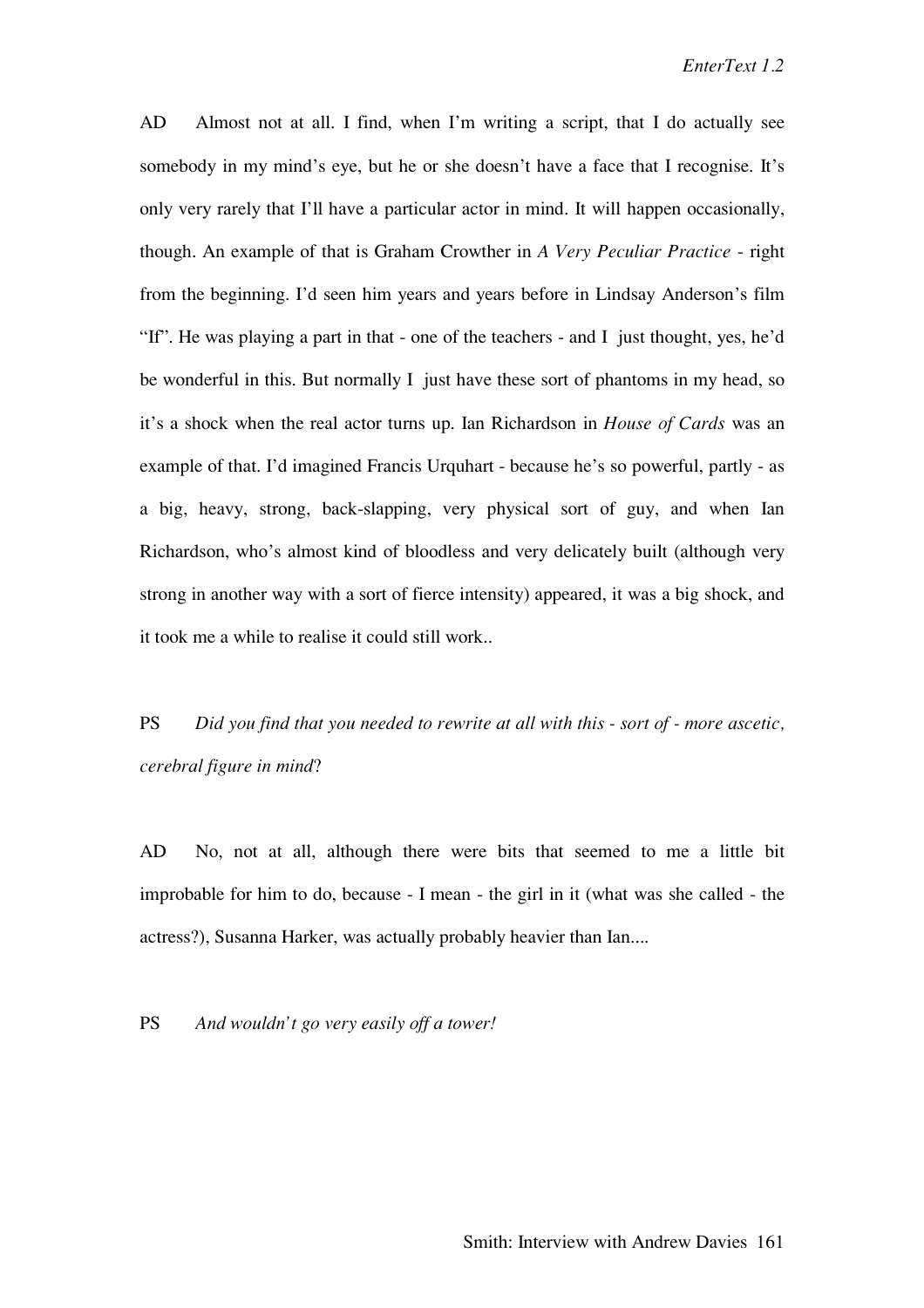AD  Almost not at all. I find, when I'm writing a script, that I do actually see somebody in my mind's eye, but he or she doesn't have a face that I recognise. It's only very rarely that I'll have a particular actor in mind. It will happen occasionally, though. An example of that is Graham Crowther in *A Very Peculiar Practice* - right from the beginning. I'd seen him years and years before in Lindsay Anderson's film "If". He was playing a part in that - one of the teachers - and I just thought, yes, he'd be wonderful in this. But normally I just have these sort of phantoms in my head, so it's a shock when the real actor turns up. Ian Richardson in *House of Cards* was an example of that. I'd imagined Francis Urquhart - because he's so powerful, partly - as a big, heavy, strong, back-slapping, very physical sort of guy, and when Ian Richardson, who's almost kind of bloodless and very delicately built (although very strong in another way with a sort of fierce intensity) appeared, it was a big shock, and it took me a while to realise it could still work..

PS  *Did you find that you needed to rewrite at all with this - sort of - more ascetic, cerebral figure in mind*?

AD  No, not at all, although there were bits that seemed to me a little bit improbable for him to do, because - I mean - the girl in it (what was she called - the actress?), Susanna Harker, was actually probably heavier than Ian....

PS  *And wouldn't go very easily off a tower!*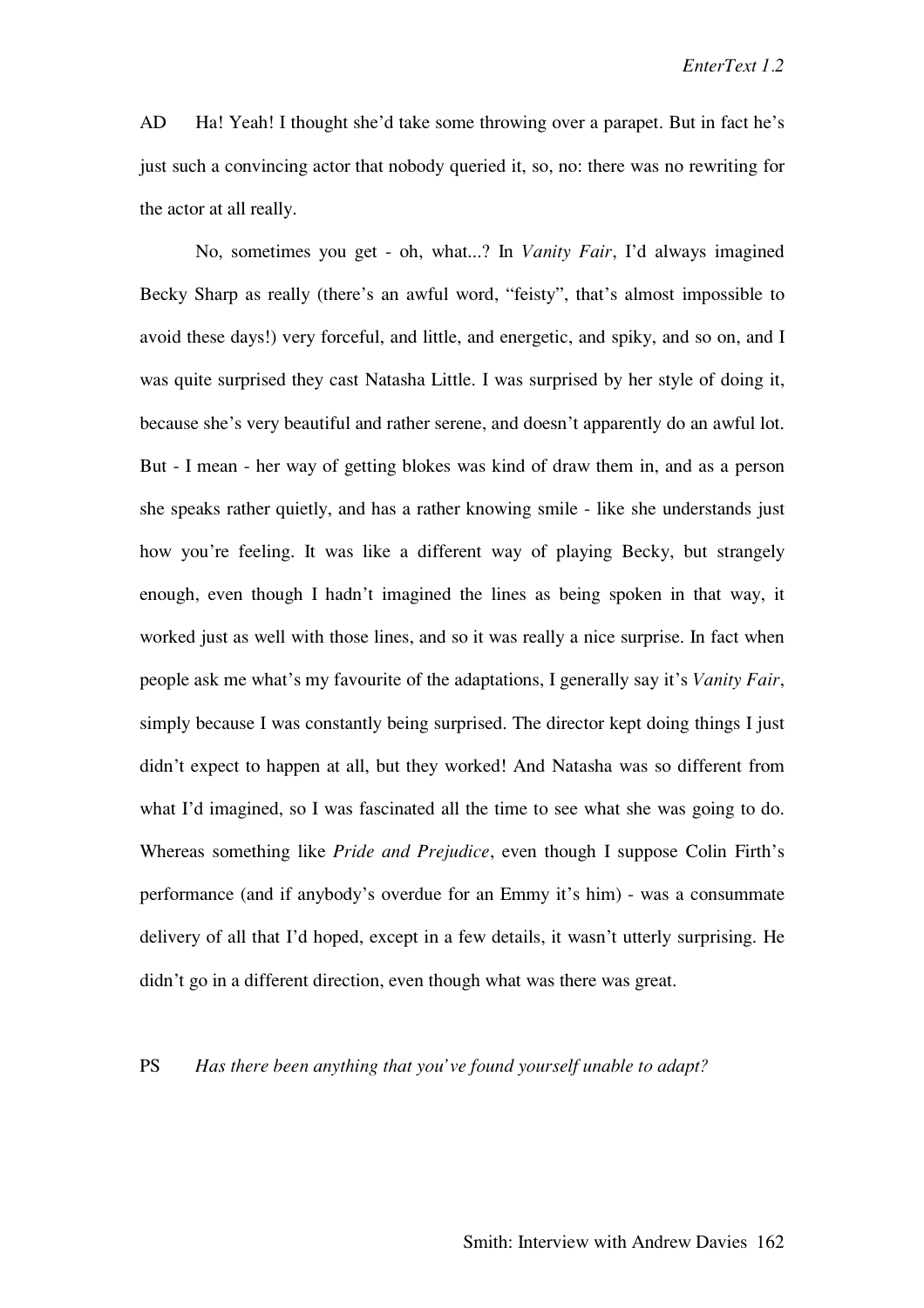AD Ha! Yeah! I thought she'd take some throwing over a parapet. But in fact he's just such a convincing actor that nobody queried it, so, no: there was no rewriting for the actor at all really.

No, sometimes you get - oh, what...? In *Vanity Fair*, I'd always imagined Becky Sharp as really (there's an awful word, "feisty", that's almost impossible to avoid these days!) very forceful, and little, and energetic, and spiky, and so on, and I was quite surprised they cast Natasha Little. I was surprised by her style of doing it, because she's very beautiful and rather serene, and doesn't apparently do an awful lot. But - I mean - her way of getting blokes was kind of draw them in, and as a person she speaks rather quietly, and has a rather knowing smile - like she understands just how you're feeling. It was like a different way of playing Becky, but strangely enough, even though I hadn't imagined the lines as being spoken in that way, it worked just as well with those lines, and so it was really a nice surprise. In fact when people ask me what's my favourite of the adaptations, I generally say it's *Vanity Fair*, simply because I was constantly being surprised. The director kept doing things I just didn't expect to happen at all, but they worked! And Natasha was so different from what I'd imagined, so I was fascinated all the time to see what she was going to do. Whereas something like *Pride and Prejudice*, even though I suppose Colin Firth's performance (and if anybody's overdue for an Emmy it's him) - was a consummate delivery of all that I'd hoped, except in a few details, it wasn't utterly surprising. He didn't go in a different direction, even though what was there was great.

PS *Has there been anything that you've found yourself unable to adapt?*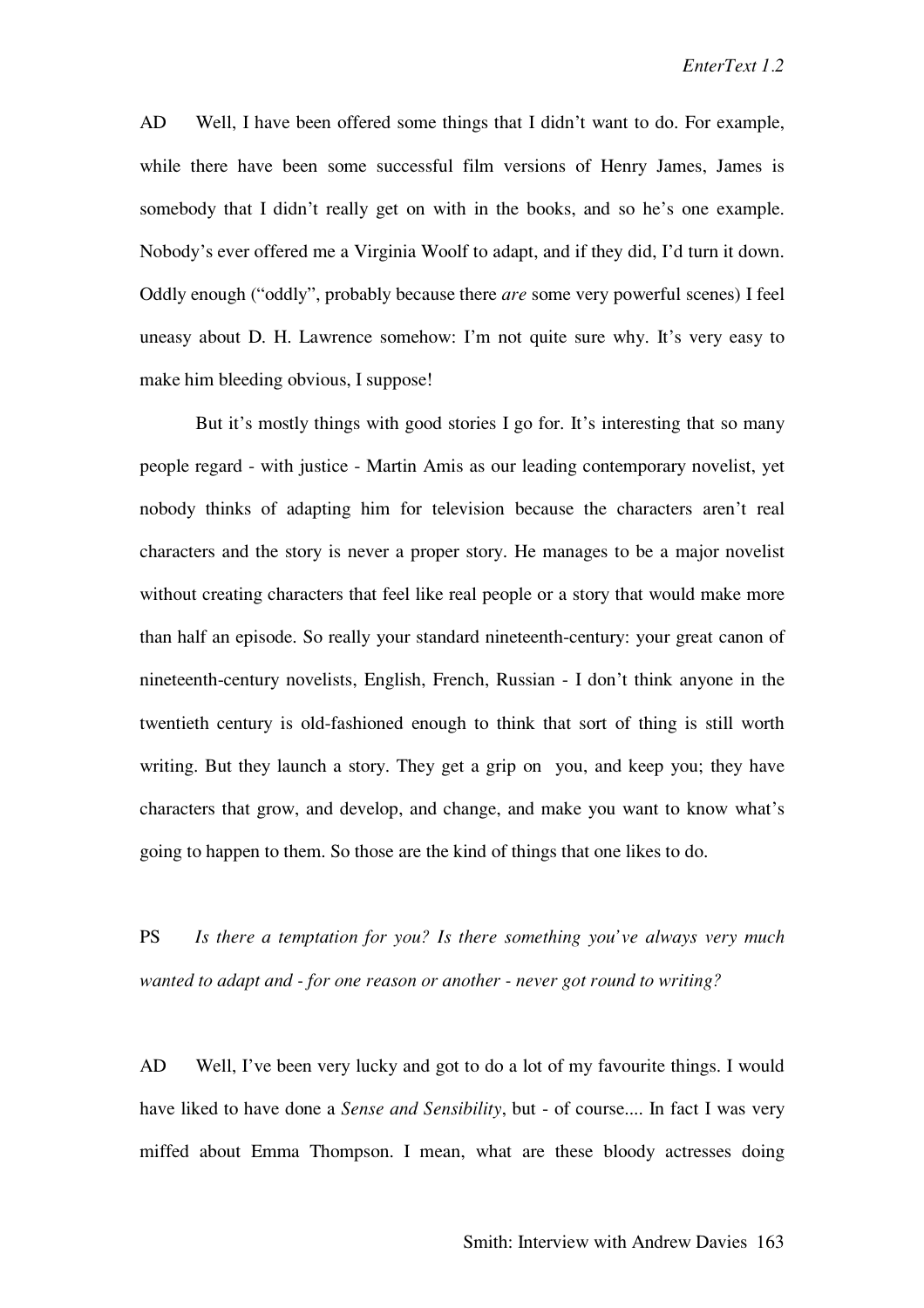AD Well, I have been offered some things that I didn't want to do. For example, while there have been some successful film versions of Henry James, James is somebody that I didn't really get on with in the books, and so he's one example. Nobody's ever offered me a Virginia Woolf to adapt, and if they did, I'd turn it down. Oddly enough ("oddly", probably because there *are* some very powerful scenes) I feel uneasy about D. H. Lawrence somehow: I'm not quite sure why. It's very easy to make him bleeding obvious, I suppose!

But it's mostly things with good stories I go for. It's interesting that so many people regard - with justice - Martin Amis as our leading contemporary novelist, yet nobody thinks of adapting him for television because the characters aren't real characters and the story is never a proper story. He manages to be a major novelist without creating characters that feel like real people or a story that would make more than half an episode. So really your standard nineteenth-century: your great canon of nineteenth-century novelists, English, French, Russian - I don't think anyone in the twentieth century is old-fashioned enough to think that sort of thing is still worth writing. But they launch a story. They get a grip on you, and keep you; they have characters that grow, and develop, and change, and make you want to know what's going to happen to them. So those are the kind of things that one likes to do.

PS *Is there a temptation for you? Is there something you've always very much wanted to adapt and - for one reason or another - never got round to writing?*

AD Well, I've been very lucky and got to do a lot of my favourite things. I would have liked to have done a *Sense and Sensibility*, but - of course.... In fact I was very miffed about Emma Thompson. I mean, what are these bloody actresses doing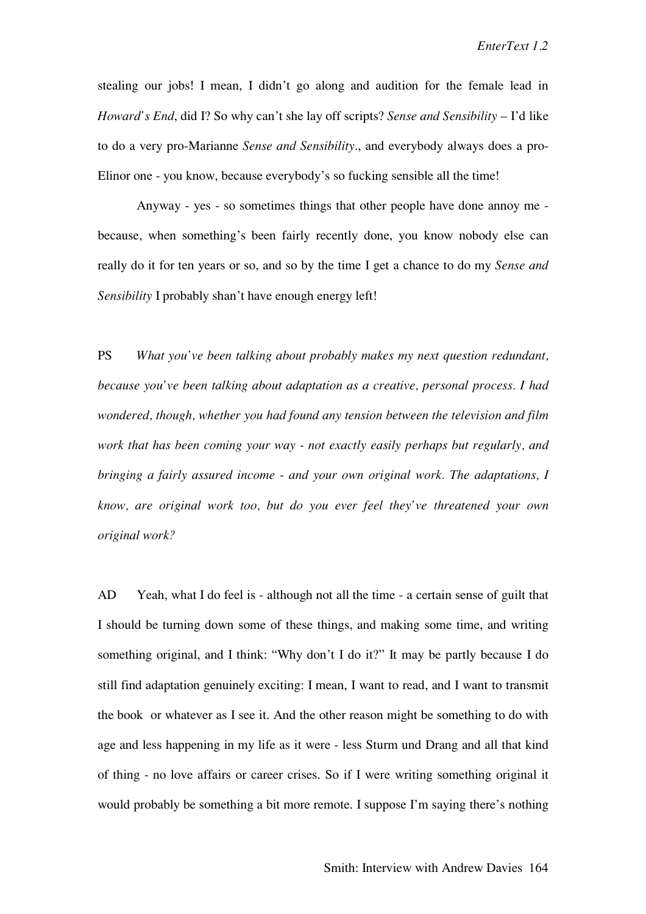stealing our jobs! I mean, I didn't go along and audition for the female lead in *Howard's End*, did I? So why can't she lay off scripts? *Sense and Sensibility* – I'd like to do a very pro-Marianne *Sense and Sensibility*., and everybody always does a pro-Elinor one - you know, because everybody's so fucking sensible all the time!

Anyway - yes - so sometimes things that other people have done annoy me - because, when something's been fairly recently done, you know nobody else can really do it for ten years or so, and so by the time I get a chance to do my *Sense and Sensibility* I probably shan't have enough energy left!

PS *What you've been talking about probably makes my next question redundant, because you've been talking about adaptation as a creative, personal process. I had wondered, though, whether you had found any tension between the television and film work that has been coming your way - not exactly easily perhaps but regularly, and bringing a fairly assured income - and your own original work. The adaptations, I know, are original work too, but do you ever feel they've threatened your own original work?*

AD Yeah, what I do feel is - although not all the time - a certain sense of guilt that I should be turning down some of these things, and making some time, and writing something original, and I think: "Why don't I do it?" It may be partly because I do still find adaptation genuinely exciting: I mean, I want to read, and I want to transmit the book or whatever as I see it. And the other reason might be something to do with age and less happening in my life as it were - less Sturm und Drang and all that kind of thing - no love affairs or career crises. So if I were writing something original it would probably be something a bit more remote. I suppose I'm saying there's nothing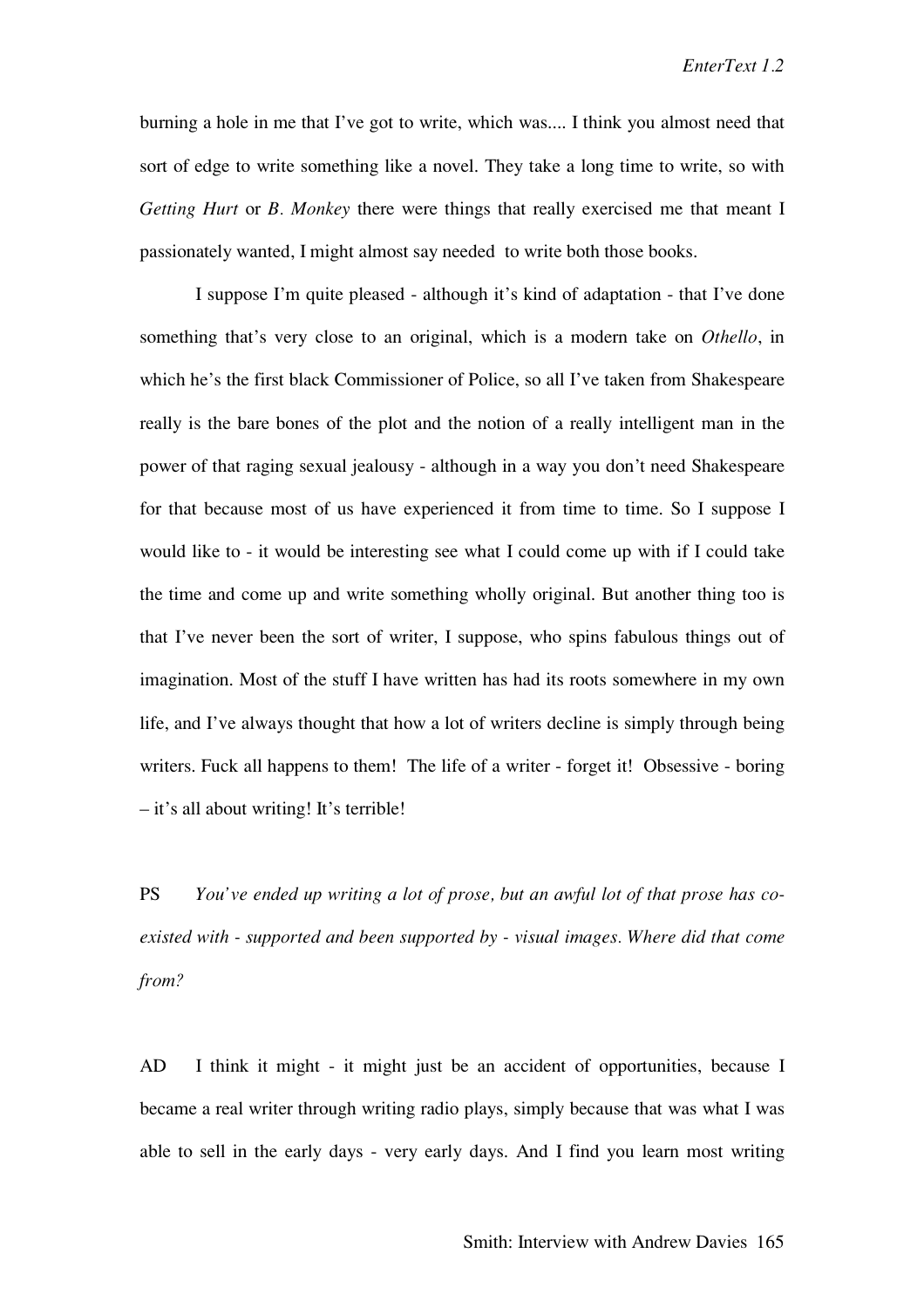burning a hole in me that I've got to write, which was.... I think you almost need that sort of edge to write something like a novel. They take a long time to write, so with *Getting Hurt* or *B. Monkey* there were things that really exercised me that meant I passionately wanted, I might almost say needed to write both those books.

I suppose I'm quite pleased - although it's kind of adaptation - that I've done something that's very close to an original, which is a modern take on *Othello*, in which he's the first black Commissioner of Police, so all I've taken from Shakespeare really is the bare bones of the plot and the notion of a really intelligent man in the power of that raging sexual jealousy - although in a way you don't need Shakespeare for that because most of us have experienced it from time to time. So I suppose I would like to - it would be interesting see what I could come up with if I could take the time and come up and write something wholly original. But another thing too is that I've never been the sort of writer, I suppose, who spins fabulous things out of imagination. Most of the stuff I have written has had its roots somewhere in my own life, and I've always thought that how a lot of writers decline is simply through being writers. Fuck all happens to them! The life of a writer - forget it! Obsessive - boring – it's all about writing! It's terrible!

PS *You've ended up writing a lot of prose, but an awful lot of that prose has co-existed with - supported and been supported by - visual images. Where did that come from?*

AD I think it might - it might just be an accident of opportunities, because I became a real writer through writing radio plays, simply because that was what I was able to sell in the early days - very early days. And I find you learn most writing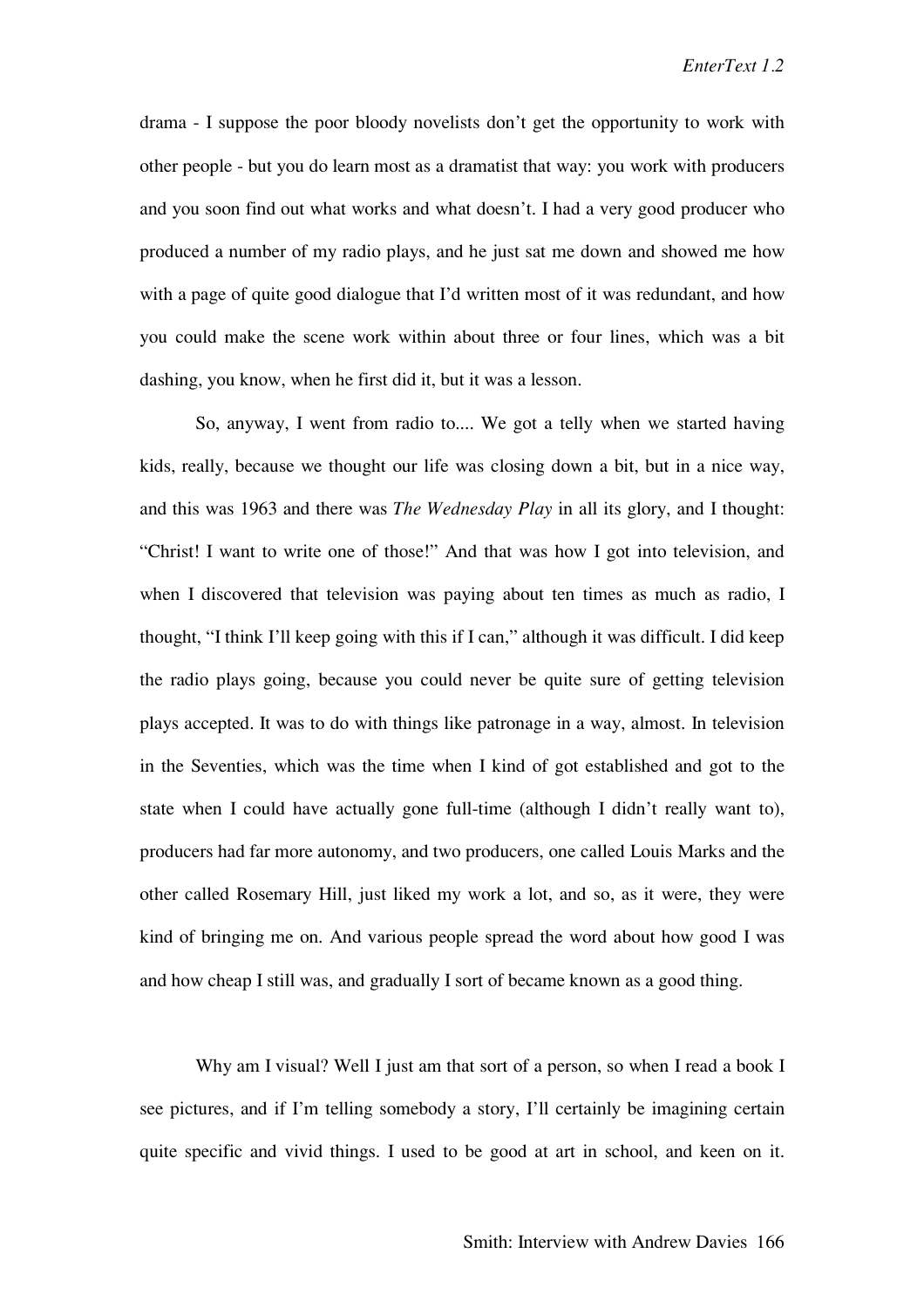drama - I suppose the poor bloody novelists don't get the opportunity to work with other people - but you do learn most as a dramatist that way: you work with producers and you soon find out what works and what doesn't. I had a very good producer who produced a number of my radio plays, and he just sat me down and showed me how with a page of quite good dialogue that I'd written most of it was redundant, and how you could make the scene work within about three or four lines, which was a bit dashing, you know, when he first did it, but it was a lesson.

So, anyway, I went from radio to.... We got a telly when we started having kids, really, because we thought our life was closing down a bit, but in a nice way, and this was 1963 and there was *The Wednesday Play* in all its glory, and I thought: "Christ! I want to write one of those!" And that was how I got into television, and when I discovered that television was paying about ten times as much as radio, I thought, "I think I'll keep going with this if I can," although it was difficult. I did keep the radio plays going, because you could never be quite sure of getting television plays accepted. It was to do with things like patronage in a way, almost. In television in the Seventies, which was the time when I kind of got established and got to the state when I could have actually gone full-time (although I didn't really want to), producers had far more autonomy, and two producers, one called Louis Marks and the other called Rosemary Hill, just liked my work a lot, and so, as it were, they were kind of bringing me on. And various people spread the word about how good I was and how cheap I still was, and gradually I sort of became known as a good thing.

Why am I visual? Well I just am that sort of a person, so when I read a book I see pictures, and if I'm telling somebody a story, I'll certainly be imagining certain quite specific and vivid things. I used to be good at art in school, and keen on it.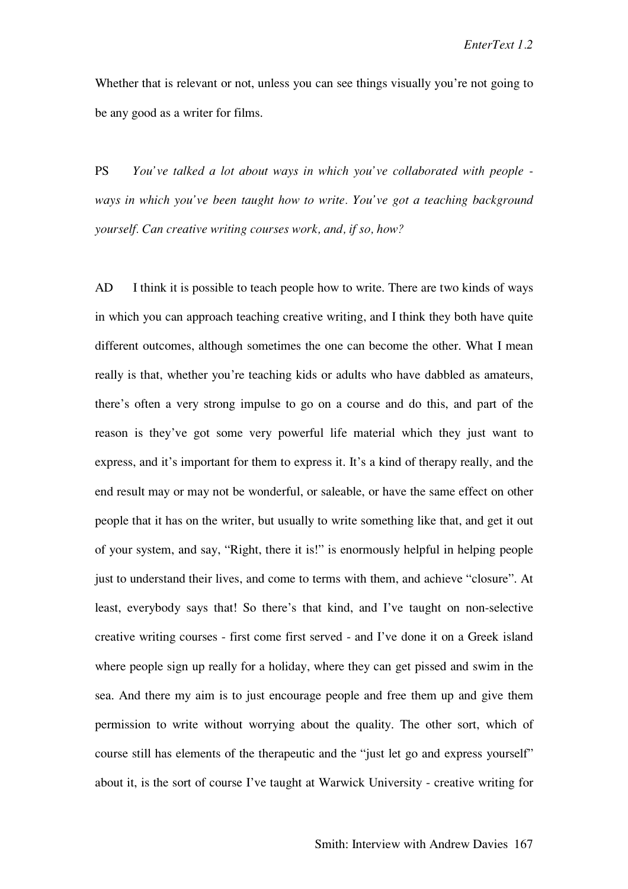Whether that is relevant or not, unless you can see things visually you're not going to be any good as a writer for films.

PS *You've talked a lot about ways in which you've collaborated with people - ways in which you've been taught how to write. You've got a teaching background yourself. Can creative writing courses work, and, if so, how?*

AD I think it is possible to teach people how to write. There are two kinds of ways in which you can approach teaching creative writing, and I think they both have quite different outcomes, although sometimes the one can become the other. What I mean really is that, whether you're teaching kids or adults who have dabbled as amateurs, there's often a very strong impulse to go on a course and do this, and part of the reason is they've got some very powerful life material which they just want to express, and it's important for them to express it. It's a kind of therapy really, and the end result may or may not be wonderful, or saleable, or have the same effect on other people that it has on the writer, but usually to write something like that, and get it out of your system, and say, "Right, there it is!" is enormously helpful in helping people just to understand their lives, and come to terms with them, and achieve "closure". At least, everybody says that! So there's that kind, and I've taught on non-selective creative writing courses - first come first served - and I've done it on a Greek island where people sign up really for a holiday, where they can get pissed and swim in the sea. And there my aim is to just encourage people and free them up and give them permission to write without worrying about the quality. The other sort, which of course still has elements of the therapeutic and the "just let go and express yourself" about it, is the sort of course I've taught at Warwick University - creative writing for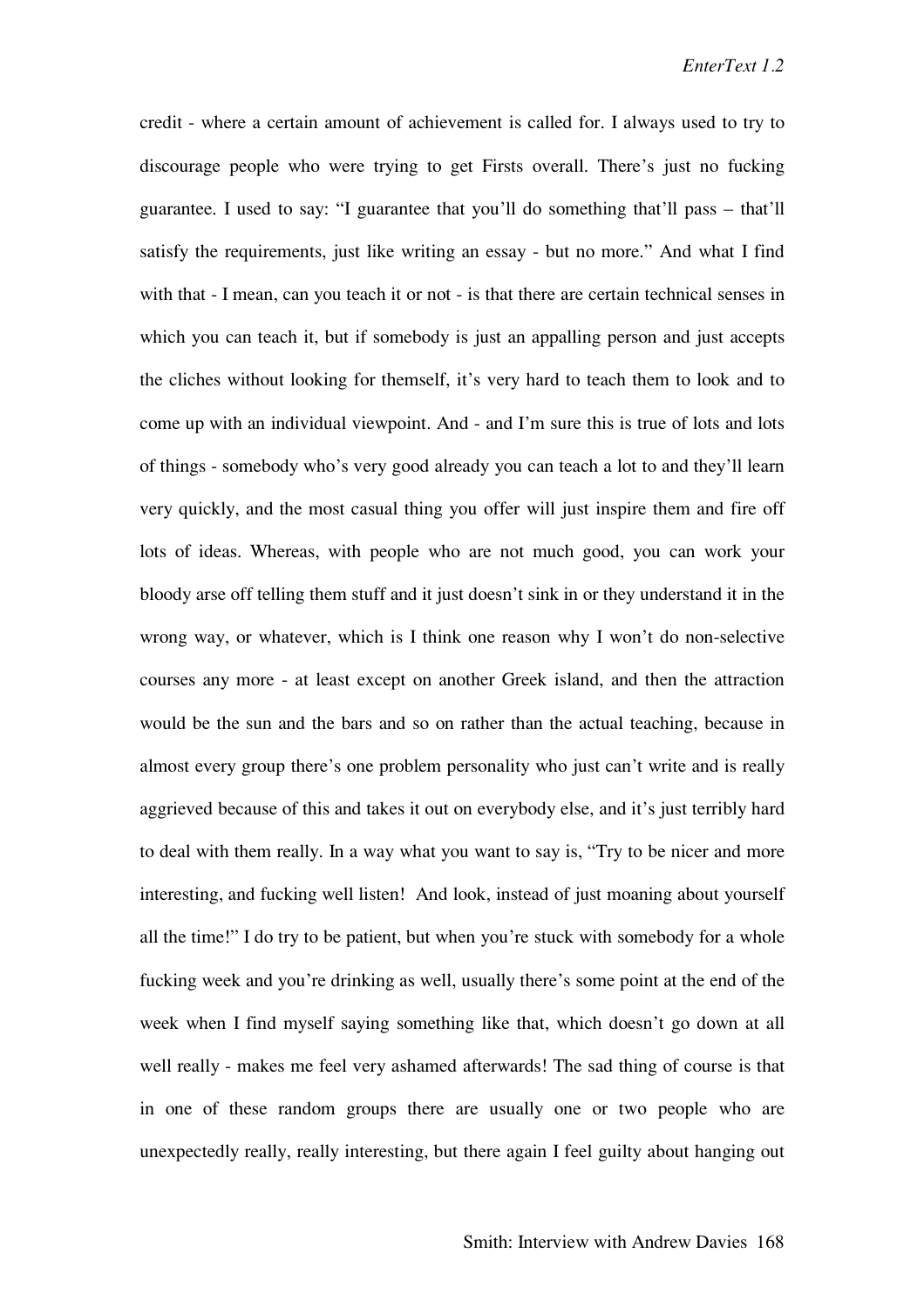credit - where a certain amount of achievement is called for. I always used to try to discourage people who were trying to get Firsts overall. There's just no fucking guarantee. I used to say: "I guarantee that you'll do something that'll pass – that'll satisfy the requirements, just like writing an essay - but no more." And what I find with that - I mean, can you teach it or not - is that there are certain technical senses in which you can teach it, but if somebody is just an appalling person and just accepts the cliches without looking for themself, it's very hard to teach them to look and to come up with an individual viewpoint. And - and I'm sure this is true of lots and lots of things - somebody who's very good already you can teach a lot to and they'll learn very quickly, and the most casual thing you offer will just inspire them and fire off lots of ideas. Whereas, with people who are not much good, you can work your bloody arse off telling them stuff and it just doesn't sink in or they understand it in the wrong way, or whatever, which is I think one reason why I won't do non-selective courses any more - at least except on another Greek island, and then the attraction would be the sun and the bars and so on rather than the actual teaching, because in almost every group there's one problem personality who just can't write and is really aggrieved because of this and takes it out on everybody else, and it's just terribly hard to deal with them really. In a way what you want to say is, "Try to be nicer and more interesting, and fucking well listen! And look, instead of just moaning about yourself all the time!" I do try to be patient, but when you're stuck with somebody for a whole fucking week and you're drinking as well, usually there's some point at the end of the week when I find myself saying something like that, which doesn't go down at all well really - makes me feel very ashamed afterwards! The sad thing of course is that in one of these random groups there are usually one or two people who are unexpectedly really, really interesting, but there again I feel guilty about hanging out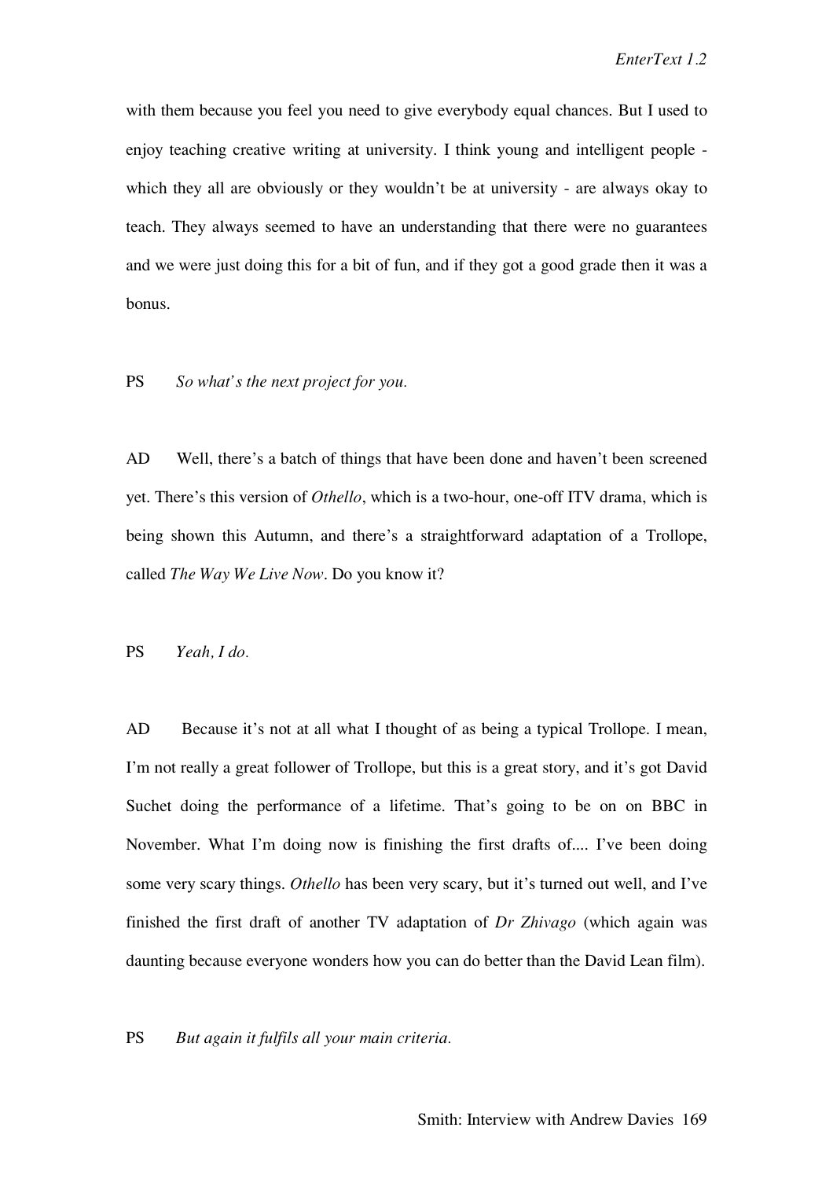with them because you feel you need to give everybody equal chances. But I used to enjoy teaching creative writing at university. I think young and intelligent people - which they all are obviously or they wouldn't be at university - are always okay to teach. They always seemed to have an understanding that there were no guarantees and we were just doing this for a bit of fun, and if they got a good grade then it was a bonus.

PS *So what's the next project for you.*

AD Well, there's a batch of things that have been done and haven't been screened yet. There's this version of *Othello*, which is a two-hour, one-off ITV drama, which is being shown this Autumn, and there's a straightforward adaptation of a Trollope, called *The Way We Live Now*. Do you know it?

PS *Yeah, I do.*

AD Because it's not at all what I thought of as being a typical Trollope. I mean, I'm not really a great follower of Trollope, but this is a great story, and it's got David Suchet doing the performance of a lifetime. That's going to be on on BBC in November. What I'm doing now is finishing the first drafts of.... I've been doing some very scary things. *Othello* has been very scary, but it's turned out well, and I've finished the first draft of another TV adaptation of *Dr Zhivago* (which again was daunting because everyone wonders how you can do better than the David Lean film).

PS *But again it fulfils all your main criteria.*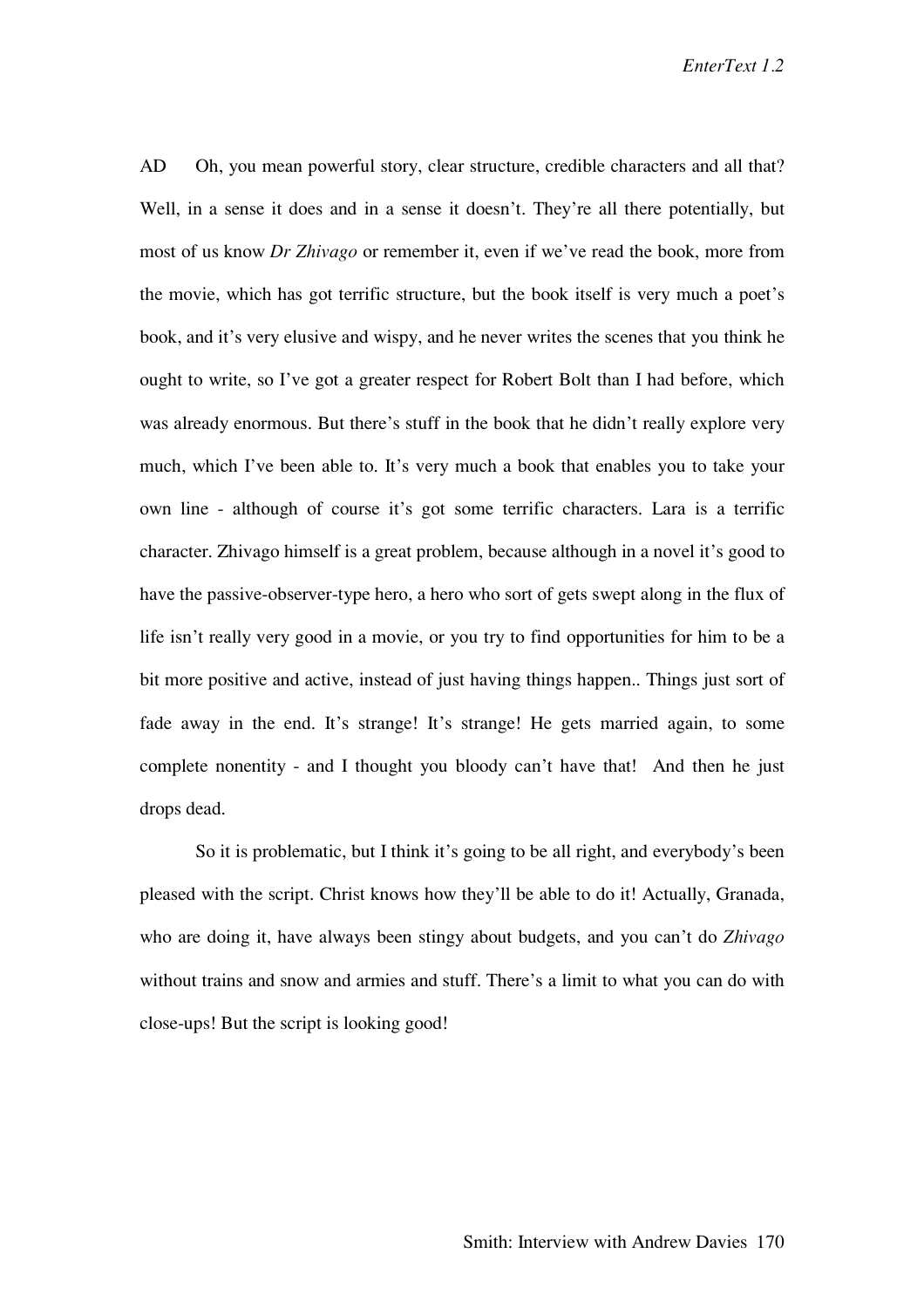AD Oh, you mean powerful story, clear structure, credible characters and all that? Well, in a sense it does and in a sense it doesn't. They're all there potentially, but most of us know *Dr Zhivago* or remember it, even if we've read the book, more from the movie, which has got terrific structure, but the book itself is very much a poet's book, and it's very elusive and wispy, and he never writes the scenes that you think he ought to write, so I've got a greater respect for Robert Bolt than I had before, which was already enormous. But there's stuff in the book that he didn't really explore very much, which I've been able to. It's very much a book that enables you to take your own line - although of course it's got some terrific characters. Lara is a terrific character. Zhivago himself is a great problem, because although in a novel it's good to have the passive-observer-type hero, a hero who sort of gets swept along in the flux of life isn't really very good in a movie, or you try to find opportunities for him to be a bit more positive and active, instead of just having things happen.. Things just sort of fade away in the end. It's strange! It's strange! He gets married again, to some complete nonentity - and I thought you bloody can't have that! And then he just drops dead.

So it is problematic, but I think it's going to be all right, and everybody's been pleased with the script. Christ knows how they'll be able to do it! Actually, Granada, who are doing it, have always been stingy about budgets, and you can't do *Zhivago* without trains and snow and armies and stuff. There's a limit to what you can do with close-ups! But the script is looking good!